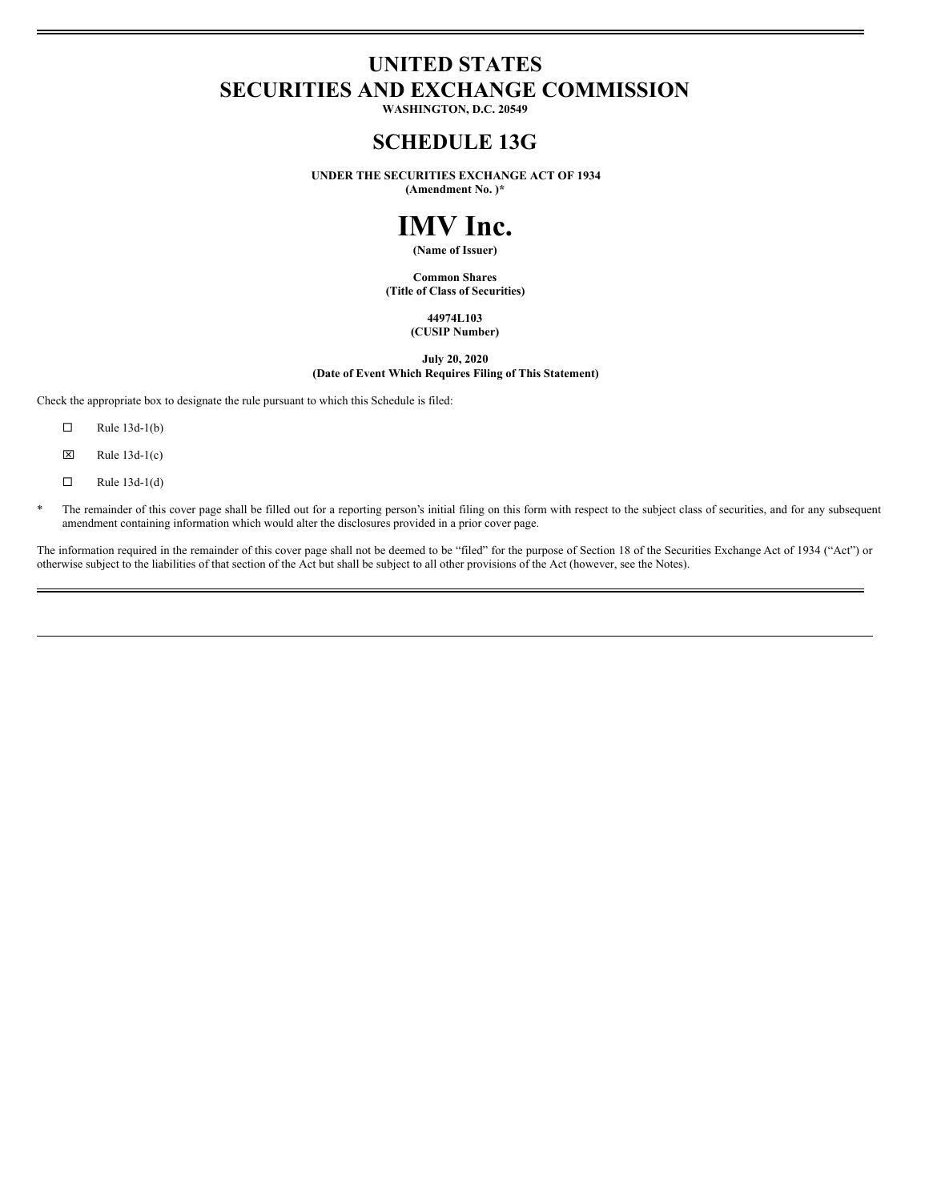# UNITED STATES
# SECURITIES AND EXCHANGE COMMISSION

**WASHINGTON, D.C. 20549**

## SCHEDULE 13G

**UNDER THE SECURITIES EXCHANGE ACT OF 1934**
**(Amendment No. )***

# IMV Inc.

**(Name of Issuer)**

**Common Shares**
**(Title of Class of Securities)**

**44974L103**
**(CUSIP Number)**

**July 20, 2020**
**(Date of Event Which Requires Filing of This Statement)**

Check the appropriate box to designate the rule pursuant to which this Schedule is filed:

☐ Rule 13d-1(b)

☒ Rule 13d-1(c)

☐ Rule 13d-1(d)

* The remainder of this cover page shall be filled out for a reporting person's initial filing on this form with respect to the subject class of securities, and for any subsequent amendment containing information which would alter the disclosures provided in a prior cover page.

The information required in the remainder of this cover page shall not be deemed to be "filed" for the purpose of Section 18 of the Securities Exchange Act of 1934 ("Act") or otherwise subject to the liabilities of that section of the Act but shall be subject to all other provisions of the Act (however, see the Notes).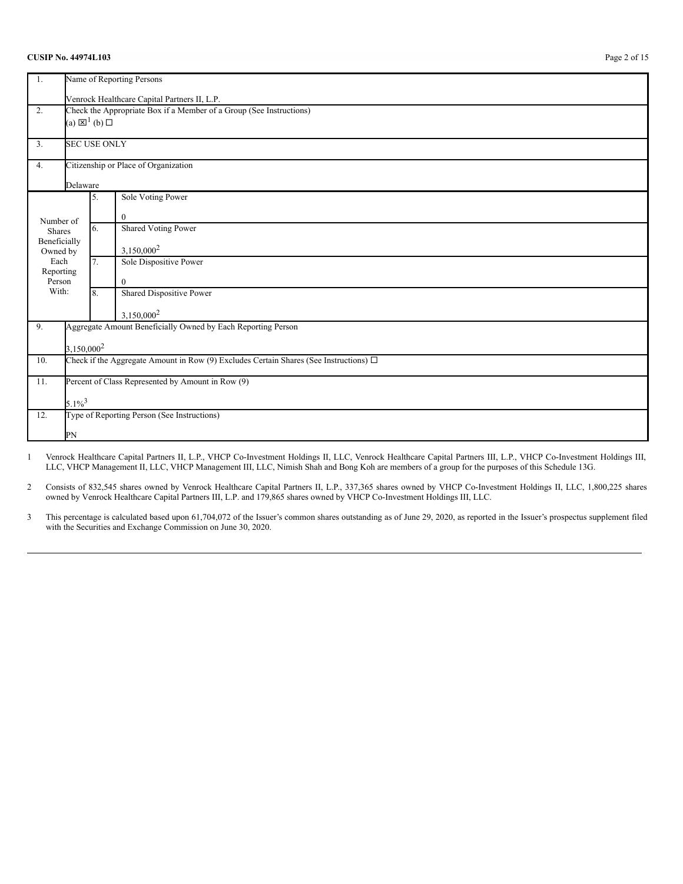**CUSIP No. 44974L103**

| | | | |
|---|---|---|---|
| 1. | Name of Reporting Persons<br><br>Venrock Healthcare Capital Partners II, L.P. | | |
| 2. | Check the Appropriate Box if a Member of a Group (See Instructions)<br>(a) ☒[1] (b) ☐ | | |
| 3. | SEC USE ONLY | | |
| 4. | Citizenship or Place of Organization<br><br>Delaware | | |
| Number of Shares Beneficially Owned by Each Reporting Person With: | 5. | Sole Voting Power<br><br>0 | |
| | 6. | Shared Voting Power<br><br>3,150,000[2] | |
| | 7. | Sole Dispositive Power<br><br>0 | |
| | 8. | Shared Dispositive Power<br><br>3,150,000[2] | |
| 9. | Aggregate Amount Beneficially Owned by Each Reporting Person<br><br>3,150,000[2] | | |
| 10. | Check if the Aggregate Amount in Row (9) Excludes Certain Shares (See Instructions) ☐ | | |
| 11. | Percent of Class Represented by Amount in Row (9)<br><br>5.1%[3] | | |
| 12. | Type of Reporting Person (See Instructions)<br><br>PN | | |

1 Venrock Healthcare Capital Partners II, L.P., VHCP Co-Investment Holdings II, LLC, Venrock Healthcare Capital Partners III, L.P., VHCP Co-Investment Holdings III, LLC, VHCP Management II, LLC, VHCP Management III, LLC, Nimish Shah and Bong Koh are members of a group for the purposes of this Schedule 13G.

2 Consists of 832,545 shares owned by Venrock Healthcare Capital Partners II, L.P., 337,365 shares owned by VHCP Co-Investment Holdings II, LLC, 1,800,225 shares owned by Venrock Healthcare Capital Partners III, L.P. and 179,865 shares owned by VHCP Co-Investment Holdings III, LLC.

3 This percentage is calculated based upon 61,704,072 of the Issuer's common shares outstanding as of June 29, 2020, as reported in the Issuer's prospectus supplement filed with the Securities and Exchange Commission on June 30, 2020.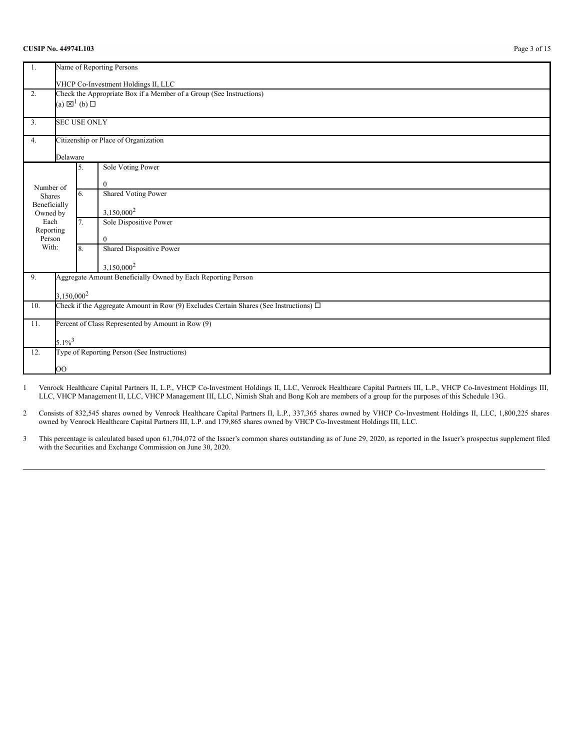**CUSIP No. 44974L103**

| | | | |
|---|---|---|---|
| 1. | Name of Reporting Persons<br><br>VHCP Co-Investment Holdings II, LLC | | |
| 2. | Check the Appropriate Box if a Member of a Group (See Instructions)<br>(a) ☒[1] (b) ☐ | | |
| 3. | SEC USE ONLY | | |
| 4. | Citizenship or Place of Organization<br><br>Delaware | | |
| Number of Shares Beneficially Owned by Each Reporting Person With: | 5. | Sole Voting Power<br><br>0 | |
| | 6. | Shared Voting Power<br><br>3,150,000[2] | |
| | 7. | Sole Dispositive Power<br><br>0 | |
| | 8. | Shared Dispositive Power<br><br>3,150,000[2] | |
| 9. | Aggregate Amount Beneficially Owned by Each Reporting Person<br><br>3,150,000[2] | | |
| 10. | Check if the Aggregate Amount in Row (9) Excludes Certain Shares (See Instructions) ☐ | | |
| 11. | Percent of Class Represented by Amount in Row (9)<br><br>5.1%[3] | | |
| 12. | Type of Reporting Person (See Instructions)<br><br>OO | | |

1 Venrock Healthcare Capital Partners II, L.P., VHCP Co-Investment Holdings II, LLC, Venrock Healthcare Capital Partners III, L.P., VHCP Co-Investment Holdings III, LLC, VHCP Management II, LLC, VHCP Management III, LLC, Nimish Shah and Bong Koh are members of a group for the purposes of this Schedule 13G.

2 Consists of 832,545 shares owned by Venrock Healthcare Capital Partners II, L.P., 337,365 shares owned by VHCP Co-Investment Holdings II, LLC, 1,800,225 shares owned by Venrock Healthcare Capital Partners III, L.P. and 179,865 shares owned by VHCP Co-Investment Holdings III, LLC.

3 This percentage is calculated based upon 61,704,072 of the Issuer's common shares outstanding as of June 29, 2020, as reported in the Issuer's prospectus supplement filed with the Securities and Exchange Commission on June 30, 2020.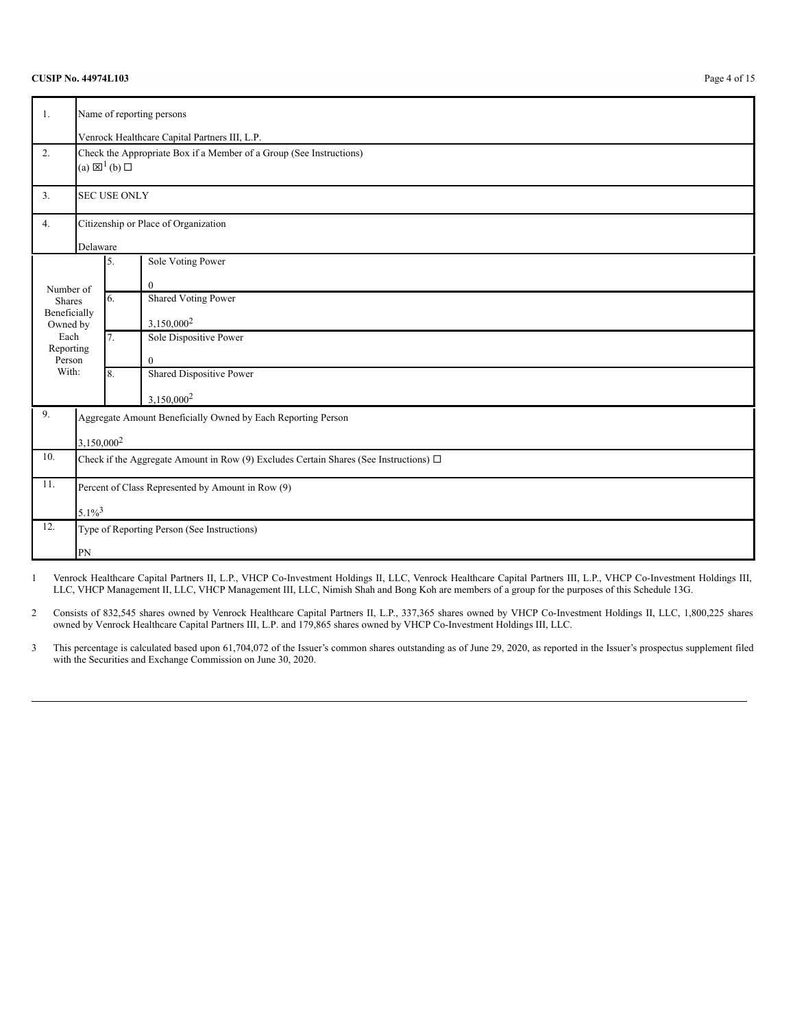**CUSIP No. 44974L103**

| 1. | Name of reporting persons<br><br>Venrock Healthcare Capital Partners III, L.P. | |
|---|---|---|
| 2. | Check the Appropriate Box if a Member of a Group (See Instructions)<br>(a) ☒[1] (b) ☐ | |
| 3. | SEC USE ONLY | |
| 4. | Citizenship or Place of Organization<br><br>Delaware | |
| Number of Shares Beneficially Owned by Each Reporting Person With: | 5. | Sole Voting Power<br><br>0 |
| | 6. | Shared Voting Power<br><br>3,150,000[2] |
| | 7. | Sole Dispositive Power<br><br>0 |
| | 8. | Shared Dispositive Power<br><br>3,150,000[2] |
| 9. | Aggregate Amount Beneficially Owned by Each Reporting Person<br><br>3,150,000[2] | |
| 10. | Check if the Aggregate Amount in Row (9) Excludes Certain Shares (See Instructions) ☐ | |
| 11. | Percent of Class Represented by Amount in Row (9)<br><br>5.1%[3] | |
| 12. | Type of Reporting Person (See Instructions)<br><br>PN | |

1 Venrock Healthcare Capital Partners II, L.P., VHCP Co-Investment Holdings II, LLC, Venrock Healthcare Capital Partners III, L.P., VHCP Co-Investment Holdings III, LLC, VHCP Management II, LLC, VHCP Management III, LLC, Nimish Shah and Bong Koh are members of a group for the purposes of this Schedule 13G.

2 Consists of 832,545 shares owned by Venrock Healthcare Capital Partners II, L.P., 337,365 shares owned by VHCP Co-Investment Holdings II, LLC, 1,800,225 shares owned by Venrock Healthcare Capital Partners III, L.P. and 179,865 shares owned by VHCP Co-Investment Holdings III, LLC.

3 This percentage is calculated based upon 61,704,072 of the Issuer's common shares outstanding as of June 29, 2020, as reported in the Issuer's prospectus supplement filed with the Securities and Exchange Commission on June 30, 2020.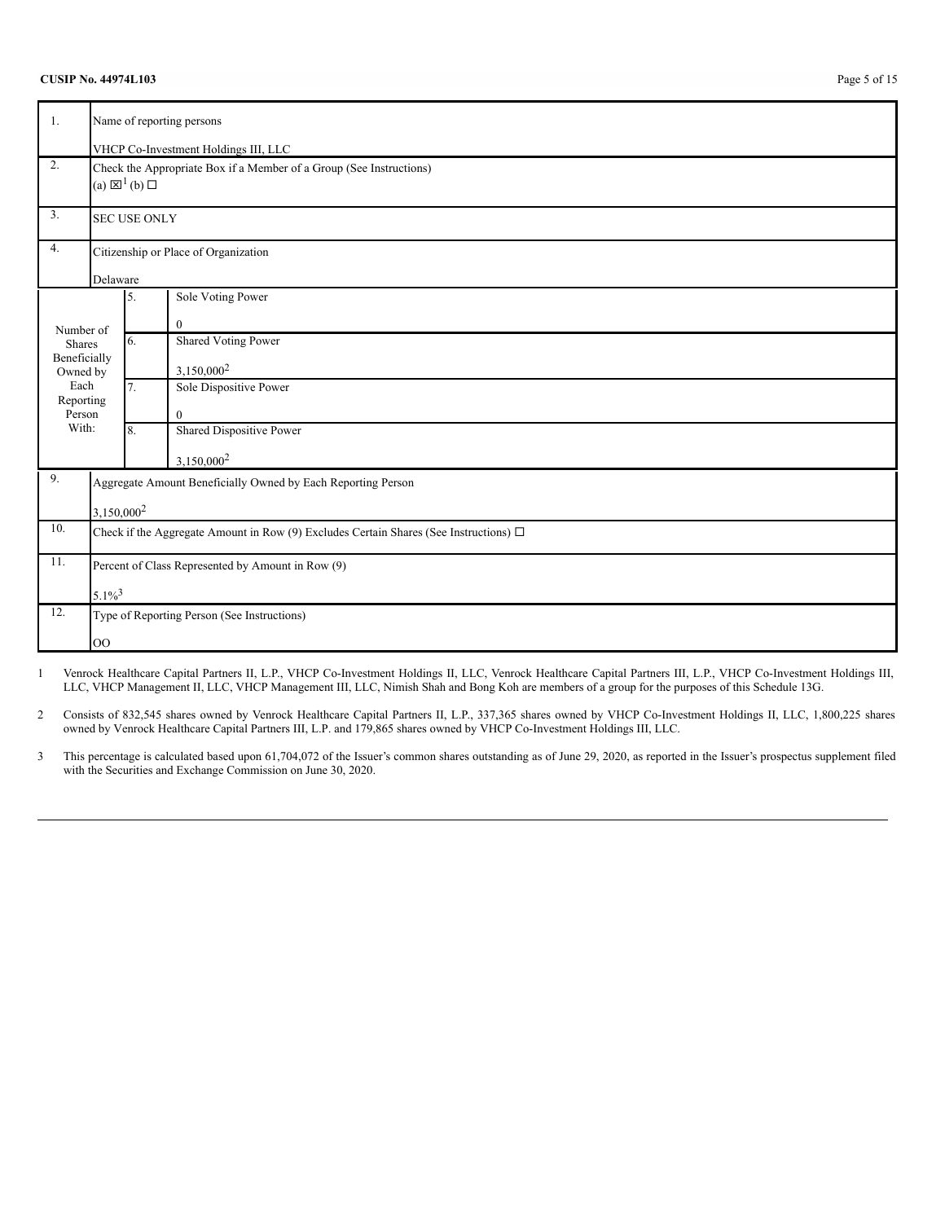**CUSIP No. 44974L103**

| | | | |
|---|---|---|---|
| 1. | Name of reporting persons<br><br>VHCP Co-Investment Holdings III, LLC | | |
| 2. | Check the Appropriate Box if a Member of a Group (See Instructions)<br>(a) ☒[1] (b) ☐ | | |
| 3. | SEC USE ONLY | | |
| 4. | Citizenship or Place of Organization<br><br>Delaware | | |
| Number of Shares Beneficially Owned by Each Reporting Person With: | 5. | Sole Voting Power<br><br>0 | |
| | 6. | Shared Voting Power<br><br>3,150,000[2] | |
| | 7. | Sole Dispositive Power<br><br>0 | |
| | 8. | Shared Dispositive Power<br><br>3,150,000[2] | |
| 9. | Aggregate Amount Beneficially Owned by Each Reporting Person<br><br>3,150,000[2] | | |
| 10. | Check if the Aggregate Amount in Row (9) Excludes Certain Shares (See Instructions) ☐ | | |
| 11. | Percent of Class Represented by Amount in Row (9)<br><br>5.1%[3] | | |
| 12. | Type of Reporting Person (See Instructions)<br><br>OO | | |

1 Venrock Healthcare Capital Partners II, L.P., VHCP Co-Investment Holdings II, LLC, Venrock Healthcare Capital Partners III, L.P., VHCP Co-Investment Holdings III, LLC, VHCP Management II, LLC, VHCP Management III, LLC, Nimish Shah and Bong Koh are members of a group for the purposes of this Schedule 13G.

2 Consists of 832,545 shares owned by Venrock Healthcare Capital Partners II, L.P., 337,365 shares owned by VHCP Co-Investment Holdings II, LLC, 1,800,225 shares owned by Venrock Healthcare Capital Partners III, L.P. and 179,865 shares owned by VHCP Co-Investment Holdings III, LLC.

3 This percentage is calculated based upon 61,704,072 of the Issuer's common shares outstanding as of June 29, 2020, as reported in the Issuer's prospectus supplement filed with the Securities and Exchange Commission on June 30, 2020.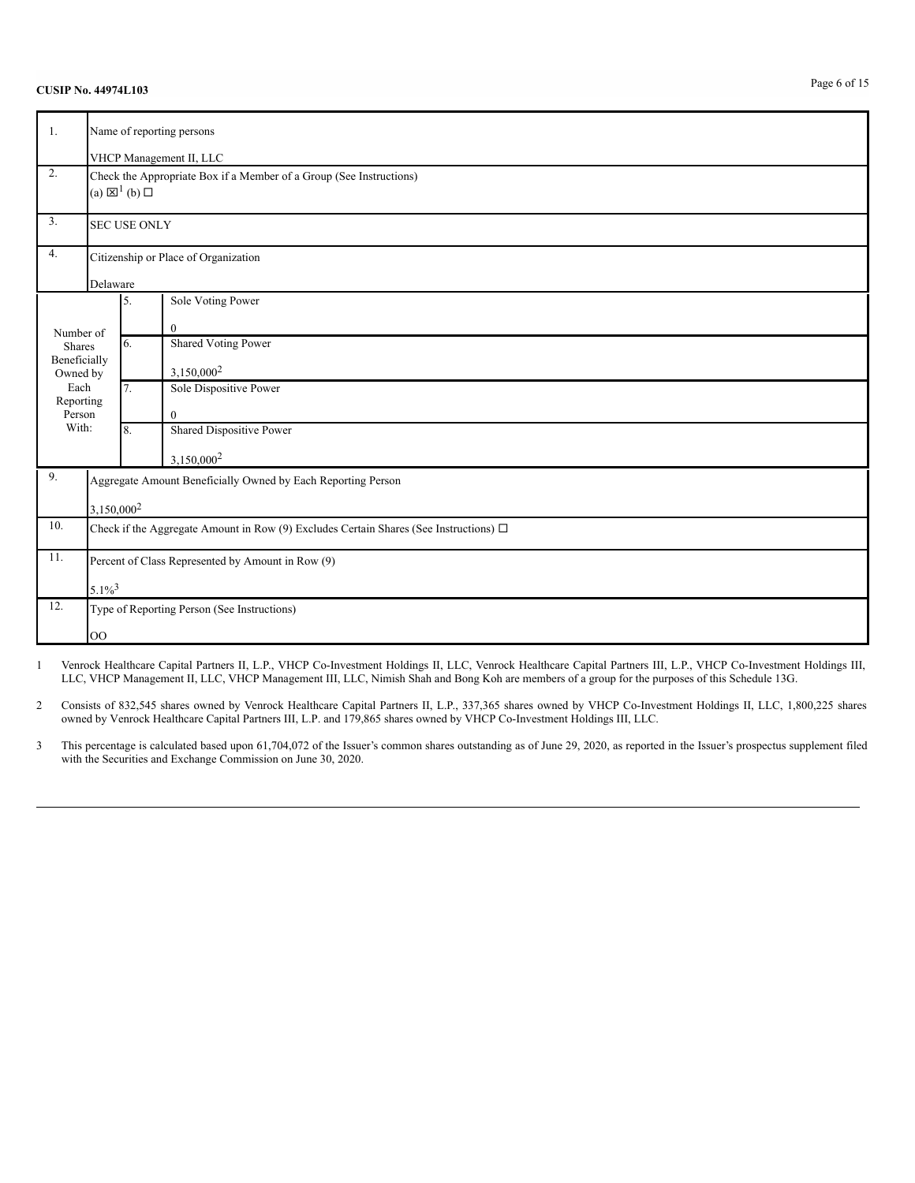**CUSIP No. 44974L103**

| | | | |
|---|---|---|---|
| 1. | Name of reporting persons<br><br>VHCP Management II, LLC | | |
| 2. | Check the Appropriate Box if a Member of a Group (See Instructions)<br>(a) ☒[1] (b) ☐ | | |
| 3. | SEC USE ONLY | | |
| 4. | Citizenship or Place of Organization<br><br>Delaware | | |
| Number of Shares Beneficially Owned by Each Reporting Person With: | 5. | Sole Voting Power<br><br>0 | |
| | 6. | Shared Voting Power<br><br>3,150,000[2] | |
| | 7. | Sole Dispositive Power<br><br>0 | |
| | 8. | Shared Dispositive Power<br><br>3,150,000[2] | |
| 9. | Aggregate Amount Beneficially Owned by Each Reporting Person<br><br>3,150,000[2] | | |
| 10. | Check if the Aggregate Amount in Row (9) Excludes Certain Shares (See Instructions) ☐ | | |
| 11. | Percent of Class Represented by Amount in Row (9)<br><br>5.1%[3] | | |
| 12. | Type of Reporting Person (See Instructions)<br><br>OO | | |

1 Venrock Healthcare Capital Partners II, L.P., VHCP Co-Investment Holdings II, LLC, Venrock Healthcare Capital Partners III, L.P., VHCP Co-Investment Holdings III, LLC, VHCP Management II, LLC, VHCP Management III, LLC, Nimish Shah and Bong Koh are members of a group for the purposes of this Schedule 13G.

2 Consists of 832,545 shares owned by Venrock Healthcare Capital Partners II, L.P., 337,365 shares owned by VHCP Co-Investment Holdings II, LLC, 1,800,225 shares owned by Venrock Healthcare Capital Partners III, L.P. and 179,865 shares owned by VHCP Co-Investment Holdings III, LLC.

3 This percentage is calculated based upon 61,704,072 of the Issuer's common shares outstanding as of June 29, 2020, as reported in the Issuer's prospectus supplement filed with the Securities and Exchange Commission on June 30, 2020.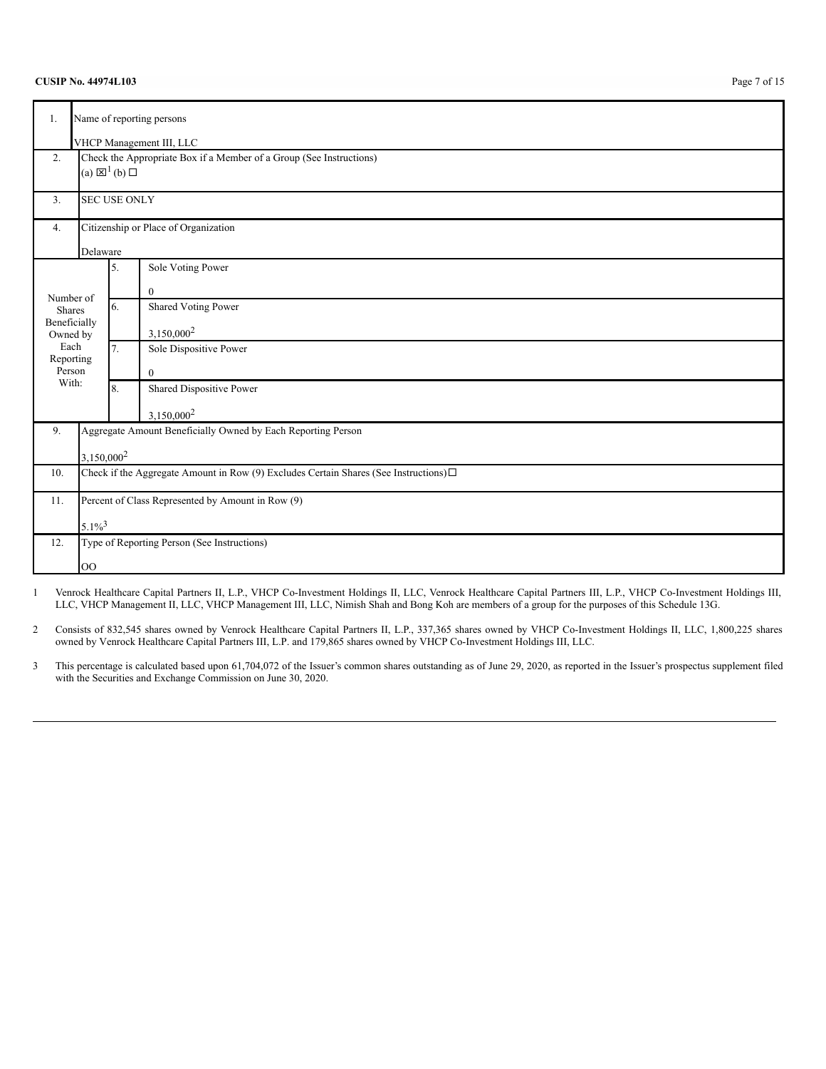**CUSIP No. 44974L103**

| | | | |
|---|---|---|---|
| 1. | Name of reporting persons<br><br>VHCP Management III, LLC | | |
| 2. | Check the Appropriate Box if a Member of a Group (See Instructions)<br>(a) ☒[1] (b) ☐ | | |
| 3. | SEC USE ONLY | | |
| 4. | Citizenship or Place of Organization<br><br>Delaware | | |
| Number of Shares Beneficially Owned by Each Reporting Person With: | 5. | Sole Voting Power<br><br>0 | |
| | 6. | Shared Voting Power<br><br>3,150,000[2] | |
| | 7. | Sole Dispositive Power<br><br>0 | |
| | 8. | Shared Dispositive Power<br><br>3,150,000[2] | |
| 9. | Aggregate Amount Beneficially Owned by Each Reporting Person<br><br>3,150,000[2] | | |
| 10. | Check if the Aggregate Amount in Row (9) Excludes Certain Shares (See Instructions) ☐ | | |
| 11. | Percent of Class Represented by Amount in Row (9)<br><br>5.1%[3] | | |
| 12. | Type of Reporting Person (See Instructions)<br><br>OO | | |

1 Venrock Healthcare Capital Partners II, L.P., VHCP Co-Investment Holdings II, LLC, Venrock Healthcare Capital Partners III, L.P., VHCP Co-Investment Holdings III, LLC, VHCP Management II, LLC, VHCP Management III, LLC, Nimish Shah and Bong Koh are members of a group for the purposes of this Schedule 13G.

2 Consists of 832,545 shares owned by Venrock Healthcare Capital Partners II, L.P., 337,365 shares owned by VHCP Co-Investment Holdings II, LLC, 1,800,225 shares owned by Venrock Healthcare Capital Partners III, L.P. and 179,865 shares owned by VHCP Co-Investment Holdings III, LLC.

3 This percentage is calculated based upon 61,704,072 of the Issuer's common shares outstanding as of June 29, 2020, as reported in the Issuer's prospectus supplement filed with the Securities and Exchange Commission on June 30, 2020.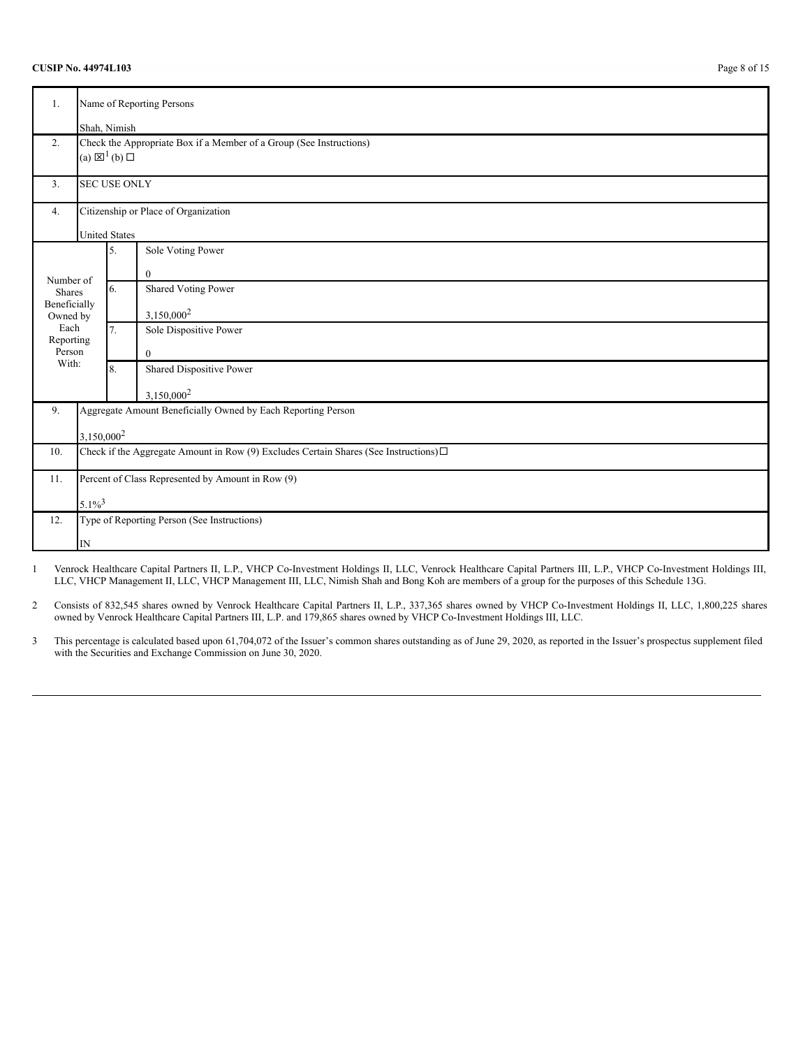**CUSIP No. 44974L103**

| | | | |
|---|---|---|---|
| 1. | Name of Reporting Persons<br><br>Shah, Nimish | | |
| 2. | Check the Appropriate Box if a Member of a Group (See Instructions)<br>(a) ☒[1] (b) ☐ | | |
| 3. | SEC USE ONLY | | |
| 4. | Citizenship or Place of Organization<br><br>United States | | |
| Number of Shares Beneficially Owned by Each Reporting Person With: | 5. | Sole Voting Power<br><br>0 | |
| | 6. | Shared Voting Power<br><br>3,150,000[2] | |
| | 7. | Sole Dispositive Power<br><br>0 | |
| | 8. | Shared Dispositive Power<br><br>3,150,000[2] | |
| 9. | Aggregate Amount Beneficially Owned by Each Reporting Person<br><br>3,150,000[2] | | |
| 10. | Check if the Aggregate Amount in Row (9) Excludes Certain Shares (See Instructions) ☐ | | |
| 11. | Percent of Class Represented by Amount in Row (9)<br><br>5.1%[3] | | |
| 12. | Type of Reporting Person (See Instructions)<br><br>IN | | |

1 Venrock Healthcare Capital Partners II, L.P., VHCP Co-Investment Holdings II, LLC, Venrock Healthcare Capital Partners III, L.P., VHCP Co-Investment Holdings III, LLC, VHCP Management II, LLC, VHCP Management III, LLC, Nimish Shah and Bong Koh are members of a group for the purposes of this Schedule 13G.

2 Consists of 832,545 shares owned by Venrock Healthcare Capital Partners II, L.P., 337,365 shares owned by VHCP Co-Investment Holdings II, LLC, 1,800,225 shares owned by Venrock Healthcare Capital Partners III, L.P. and 179,865 shares owned by VHCP Co-Investment Holdings III, LLC.

3 This percentage is calculated based upon 61,704,072 of the Issuer's common shares outstanding as of June 29, 2020, as reported in the Issuer's prospectus supplement filed with the Securities and Exchange Commission on June 30, 2020.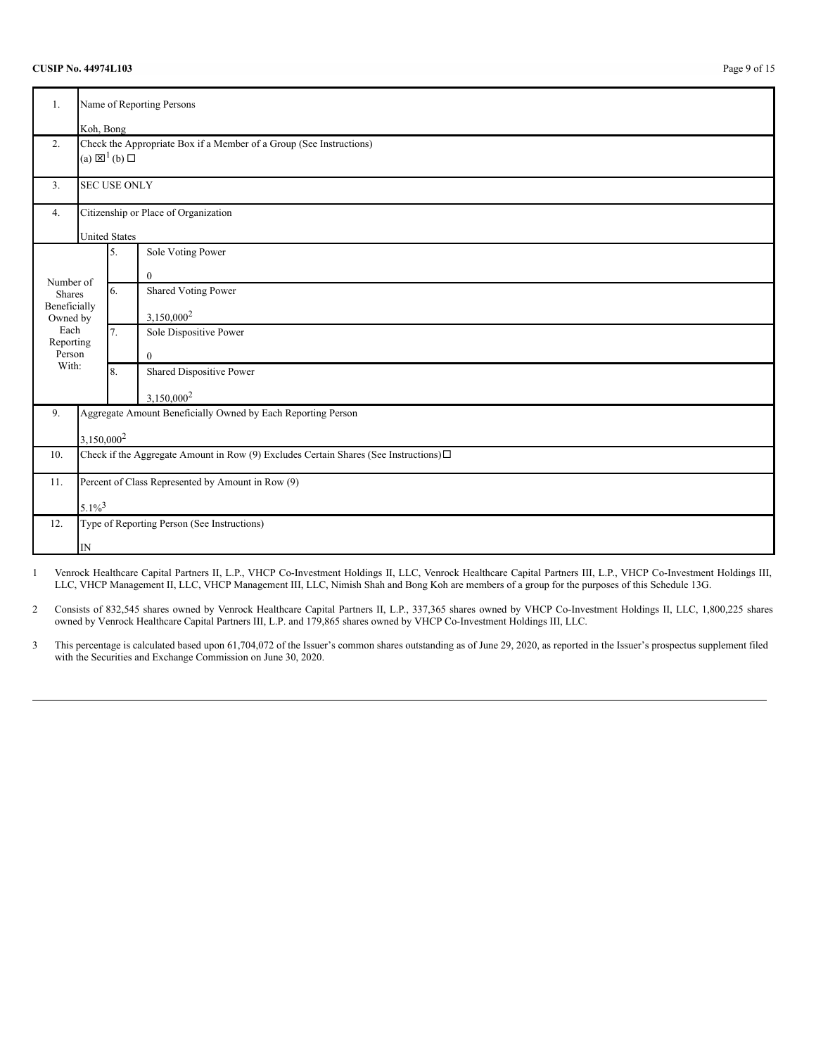**CUSIP No. 44974L103**

| | | | |
|---|---|---|---|
| 1. | Name of Reporting Persons<br><br>Koh, Bong | | |
| 2. | Check the Appropriate Box if a Member of a Group (See Instructions)<br>(a) ☒[1] (b) ☐ | | |
| 3. | SEC USE ONLY | | |
| 4. | Citizenship or Place of Organization<br><br>United States | | |
| Number of Shares Beneficially Owned by Each Reporting Person With: | | 5. | Sole Voting Power<br><br>0 |
| | | 6. | Shared Voting Power<br><br>3,150,000[2] |
| | | 7. | Sole Dispositive Power<br><br>0 |
| | | 8. | Shared Dispositive Power<br><br>3,150,000[2] |
| 9. | Aggregate Amount Beneficially Owned by Each Reporting Person<br><br>3,150,000[2] | | |
| 10. | Check if the Aggregate Amount in Row (9) Excludes Certain Shares (See Instructions) ☐ | | |
| 11. | Percent of Class Represented by Amount in Row (9)<br><br>5.1%[3] | | |
| 12. | Type of Reporting Person (See Instructions)<br><br>IN | | |

1 Venrock Healthcare Capital Partners II, L.P., VHCP Co-Investment Holdings II, LLC, Venrock Healthcare Capital Partners III, L.P., VHCP Co-Investment Holdings III, LLC, VHCP Management II, LLC, VHCP Management III, LLC, Nimish Shah and Bong Koh are members of a group for the purposes of this Schedule 13G.

2 Consists of 832,545 shares owned by Venrock Healthcare Capital Partners II, L.P., 337,365 shares owned by VHCP Co-Investment Holdings II, LLC, 1,800,225 shares owned by Venrock Healthcare Capital Partners III, L.P. and 179,865 shares owned by VHCP Co-Investment Holdings III, LLC.

3 This percentage is calculated based upon 61,704,072 of the Issuer's common shares outstanding as of June 29, 2020, as reported in the Issuer's prospectus supplement filed with the Securities and Exchange Commission on June 30, 2020.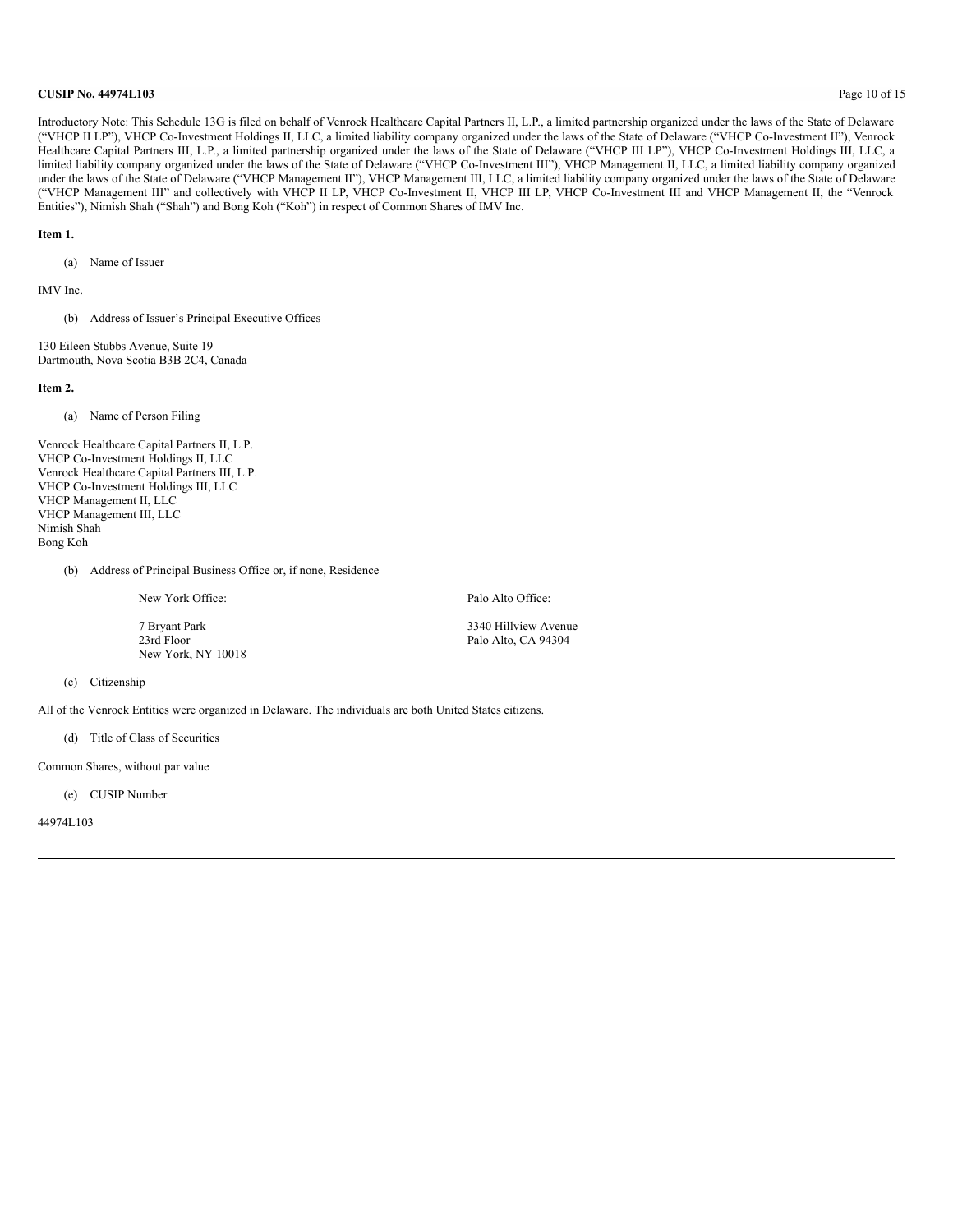Introductory Note: This Schedule 13G is filed on behalf of Venrock Healthcare Capital Partners II, L.P., a limited partnership organized under the laws of the State of Delaware ("VHCP II LP"), VHCP Co-Investment Holdings II, LLC, a limited liability company organized under the laws of the State of Delaware ("VHCP Co-Investment II"), Venrock Healthcare Capital Partners III, L.P., a limited partnership organized under the laws of the State of Delaware ("VHCP III LP"), VHCP Co-Investment Holdings III, LLC, a limited liability company organized under the laws of the State of Delaware ("VHCP Co-Investment III"), VHCP Management II, LLC, a limited liability company organized under the laws of the State of Delaware ("VHCP Management II"), VHCP Management III, LLC, a limited liability company organized under the laws of the State of Delaware ("VHCP Management III" and collectively with VHCP II LP, VHCP Co-Investment II, VHCP III LP, VHCP Co-Investment III and VHCP Management II, the "Venrock Entities"), Nimish Shah ("Shah") and Bong Koh ("Koh") in respect of Common Shares of IMV Inc.

**Item 1.**

(a) Name of Issuer

IMV Inc.

(b) Address of Issuer's Principal Executive Offices

130 Eileen Stubbs Avenue, Suite 19
Dartmouth, Nova Scotia B3B 2C4, Canada

**Item 2.**

(a) Name of Person Filing

Venrock Healthcare Capital Partners II, L.P.
VHCP Co-Investment Holdings II, LLC
Venrock Healthcare Capital Partners III, L.P.
VHCP Co-Investment Holdings III, LLC
VHCP Management II, LLC
VHCP Management III, LLC
Nimish Shah
Bong Koh

(b) Address of Principal Business Office or, if none, Residence

New York Office:

7 Bryant Park
23rd Floor
New York, NY 10018

Palo Alto Office:

3340 Hillview Avenue
Palo Alto, CA 94304

(c) Citizenship

All of the Venrock Entities were organized in Delaware. The individuals are both United States citizens.

(d) Title of Class of Securities

Common Shares, without par value

(e) CUSIP Number

44974L103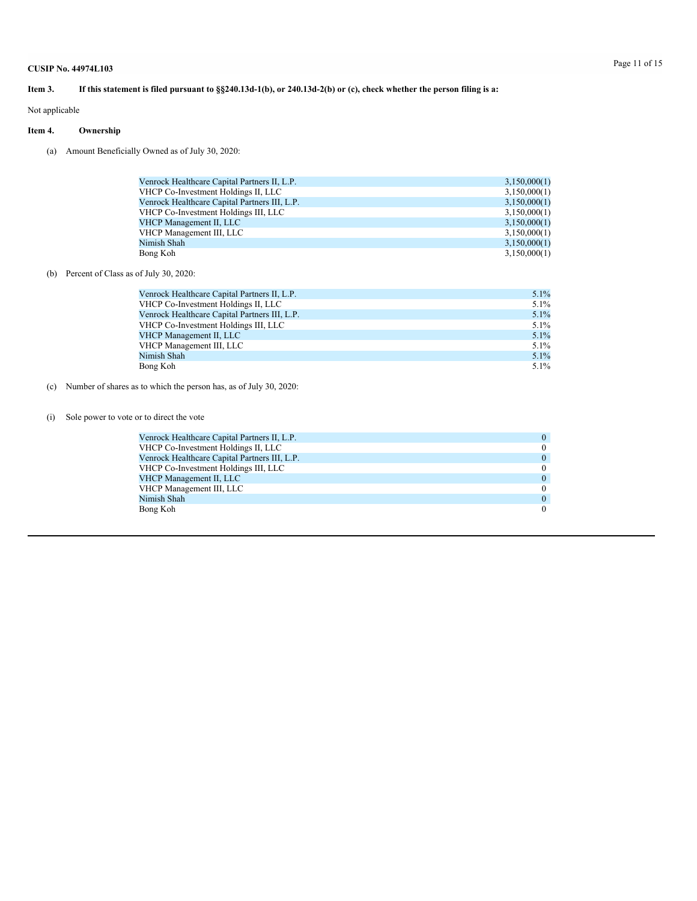CUSIP No. 44974L103

**Item 3. If this statement is filed pursuant to §§240.13d-1(b), or 240.13d-2(b) or (c), check whether the person filing is a:**

Not applicable

**Item 4. Ownership**

(a) Amount Beneficially Owned as of July 30, 2020:

| | |
|---|---|
| Venrock Healthcare Capital Partners II, L.P. | 3,150,000(1) |
| VHCP Co-Investment Holdings II, LLC | 3,150,000(1) |
| Venrock Healthcare Capital Partners III, L.P. | 3,150,000(1) |
| VHCP Co-Investment Holdings III, LLC | 3,150,000(1) |
| VHCP Management II, LLC | 3,150,000(1) |
| VHCP Management III, LLC | 3,150,000(1) |
| Nimish Shah | 3,150,000(1) |
| Bong Koh | 3,150,000(1) |

(b) Percent of Class as of July 30, 2020:

| | |
|---|---|
| Venrock Healthcare Capital Partners II, L.P. | 5.1% |
| VHCP Co-Investment Holdings II, LLC | 5.1% |
| Venrock Healthcare Capital Partners III, L.P. | 5.1% |
| VHCP Co-Investment Holdings III, LLC | 5.1% |
| VHCP Management II, LLC | 5.1% |
| VHCP Management III, LLC | 5.1% |
| Nimish Shah | 5.1% |
| Bong Koh | 5.1% |

(c) Number of shares as to which the person has, as of July 30, 2020:

(i) Sole power to vote or to direct the vote

| | |
|---|---|
| Venrock Healthcare Capital Partners II, L.P. | 0 |
| VHCP Co-Investment Holdings II, LLC | 0 |
| Venrock Healthcare Capital Partners III, L.P. | 0 |
| VHCP Co-Investment Holdings III, LLC | 0 |
| VHCP Management II, LLC | 0 |
| VHCP Management III, LLC | 0 |
| Nimish Shah | 0 |
| Bong Koh | 0 |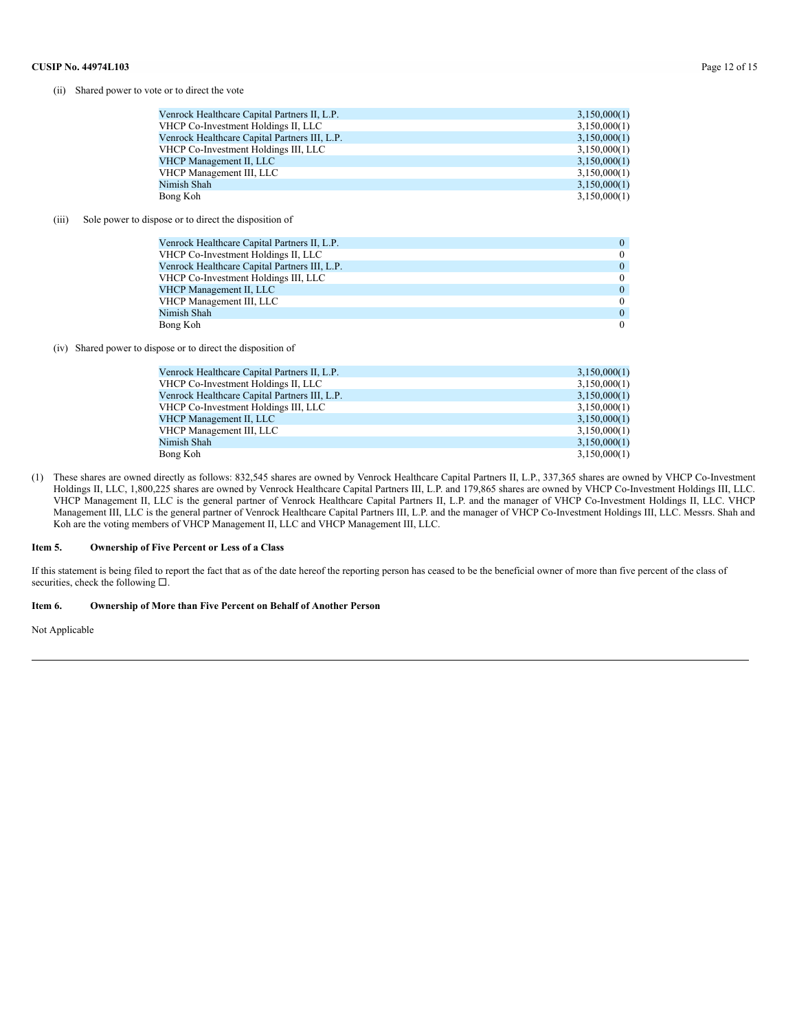(ii) Shared power to vote or to direct the vote

| | |
|---|---|
| Venrock Healthcare Capital Partners II, L.P. | 3,150,000(1) |
| VHCP Co-Investment Holdings II, LLC | 3,150,000(1) |
| Venrock Healthcare Capital Partners III, L.P. | 3,150,000(1) |
| VHCP Co-Investment Holdings III, LLC | 3,150,000(1) |
| VHCP Management II, LLC | 3,150,000(1) |
| VHCP Management III, LLC | 3,150,000(1) |
| Nimish Shah | 3,150,000(1) |
| Bong Koh | 3,150,000(1) |

(iii) Sole power to dispose or to direct the disposition of

| | |
|---|---|
| Venrock Healthcare Capital Partners II, L.P. | 0 |
| VHCP Co-Investment Holdings II, LLC | 0 |
| Venrock Healthcare Capital Partners III, L.P. | 0 |
| VHCP Co-Investment Holdings III, LLC | 0 |
| VHCP Management II, LLC | 0 |
| VHCP Management III, LLC | 0 |
| Nimish Shah | 0 |
| Bong Koh | 0 |

(iv) Shared power to dispose or to direct the disposition of

| | |
|---|---|
| Venrock Healthcare Capital Partners II, L.P. | 3,150,000(1) |
| VHCP Co-Investment Holdings II, LLC | 3,150,000(1) |
| Venrock Healthcare Capital Partners III, L.P. | 3,150,000(1) |
| VHCP Co-Investment Holdings III, LLC | 3,150,000(1) |
| VHCP Management II, LLC | 3,150,000(1) |
| VHCP Management III, LLC | 3,150,000(1) |
| Nimish Shah | 3,150,000(1) |
| Bong Koh | 3,150,000(1) |

(1) These shares are owned directly as follows: 832,545 shares are owned by Venrock Healthcare Capital Partners II, L.P., 337,365 shares are owned by VHCP Co-Investment Holdings II, LLC, 1,800,225 shares are owned by Venrock Healthcare Capital Partners III, L.P. and 179,865 shares are owned by VHCP Co-Investment Holdings III, LLC. VHCP Management II, LLC is the general partner of Venrock Healthcare Capital Partners II, L.P. and the manager of VHCP Co-Investment Holdings II, LLC. VHCP Management III, LLC is the general partner of Venrock Healthcare Capital Partners III, L.P. and the manager of VHCP Co-Investment Holdings III, LLC. Messrs. Shah and Koh are the voting members of VHCP Management II, LLC and VHCP Management III, LLC.

### Item 5. Ownership of Five Percent or Less of a Class

If this statement is being filed to report the fact that as of the date hereof the reporting person has ceased to be the beneficial owner of more than five percent of the class of securities, check the following ☐.

### Item 6. Ownership of More than Five Percent on Behalf of Another Person

Not Applicable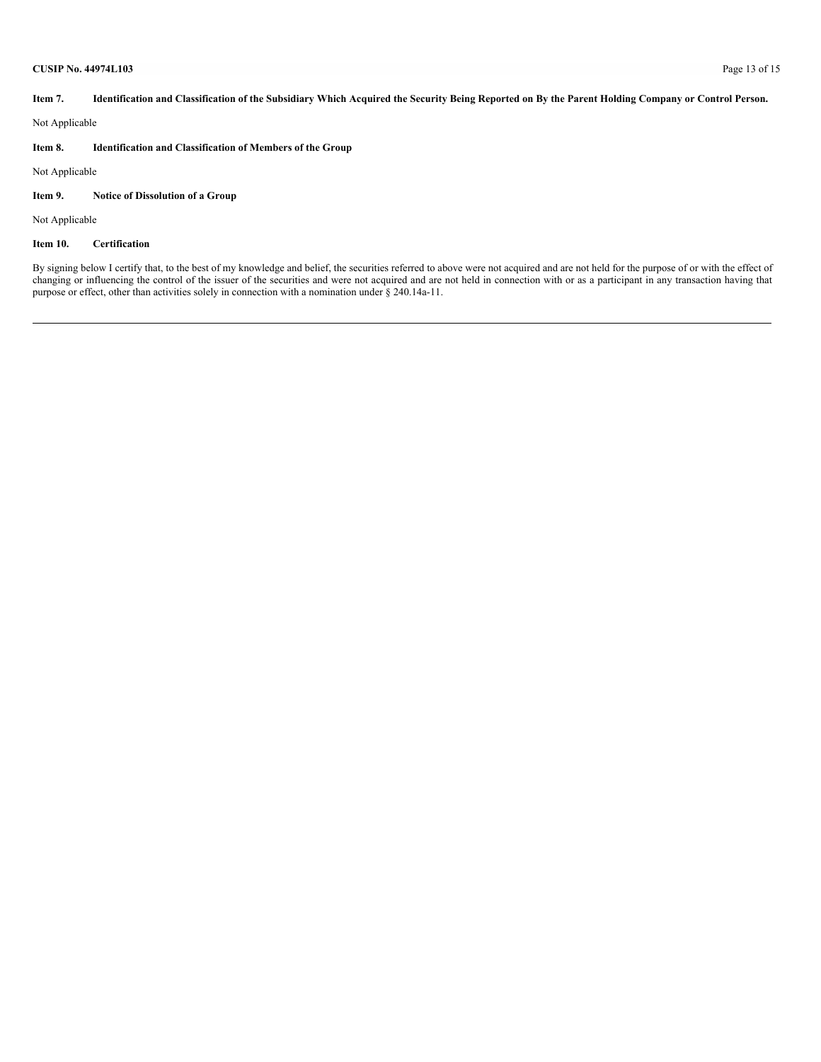**Item 7. Identification and Classification of the Subsidiary Which Acquired the Security Being Reported on By the Parent Holding Company or Control Person.**

Not Applicable

**Item 8. Identification and Classification of Members of the Group**

Not Applicable

**Item 9. Notice of Dissolution of a Group**

Not Applicable

**Item 10. Certification**

By signing below I certify that, to the best of my knowledge and belief, the securities referred to above were not acquired and are not held for the purpose of or with the effect of changing or influencing the control of the issuer of the securities and were not acquired and are not held in connection with or as a participant in any transaction having that purpose or effect, other than activities solely in connection with a nomination under § 240.14a-11.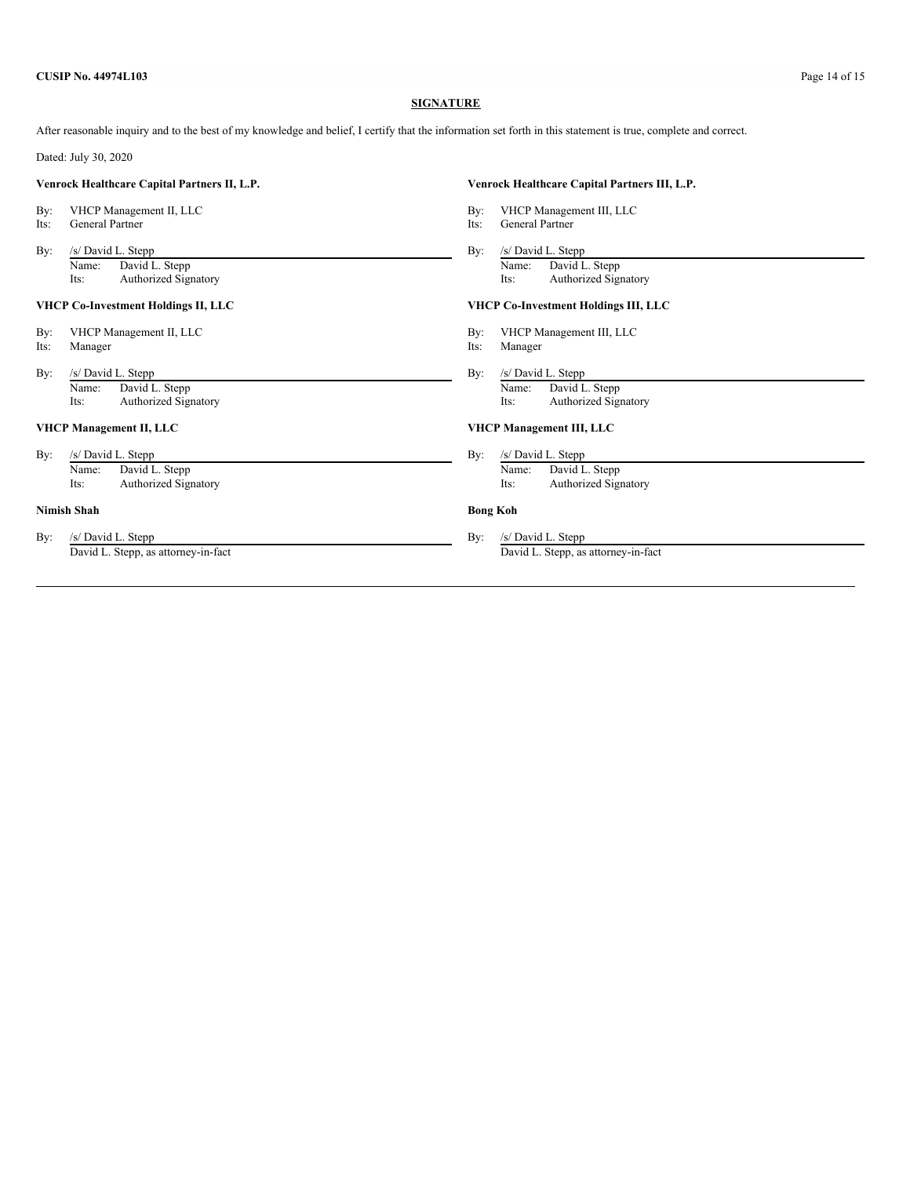**CUSIP No. 44974L103**

**SIGNATURE**

After reasonable inquiry and to the best of my knowledge and belief, I certify that the information set forth in this statement is true, complete and correct.

Dated: July 30, 2020

**Venrock Healthcare Capital Partners II, L.P.**

By: VHCP Management II, LLC
Its: General Partner

By: /s/ David L. Stepp
Name: David L. Stepp
Its: Authorized Signatory

**VHCP Co-Investment Holdings II, LLC**

By: VHCP Management II, LLC
Its: Manager

By: /s/ David L. Stepp
Name: David L. Stepp
Its: Authorized Signatory

**VHCP Management II, LLC**

By: /s/ David L. Stepp
Name: David L. Stepp
Its: Authorized Signatory

**Nimish Shah**

By: /s/ David L. Stepp
David L. Stepp, as attorney-in-fact

**Venrock Healthcare Capital Partners III, L.P.**

By: VHCP Management III, LLC
Its: General Partner

By: /s/ David L. Stepp
Name: David L. Stepp
Its: Authorized Signatory

**VHCP Co-Investment Holdings III, LLC**

By: VHCP Management III, LLC
Its: Manager

By: /s/ David L. Stepp
Name: David L. Stepp
Its: Authorized Signatory

**VHCP Management III, LLC**

By: /s/ David L. Stepp
Name: David L. Stepp
Its: Authorized Signatory

**Bong Koh**

By: /s/ David L. Stepp
David L. Stepp, as attorney-in-fact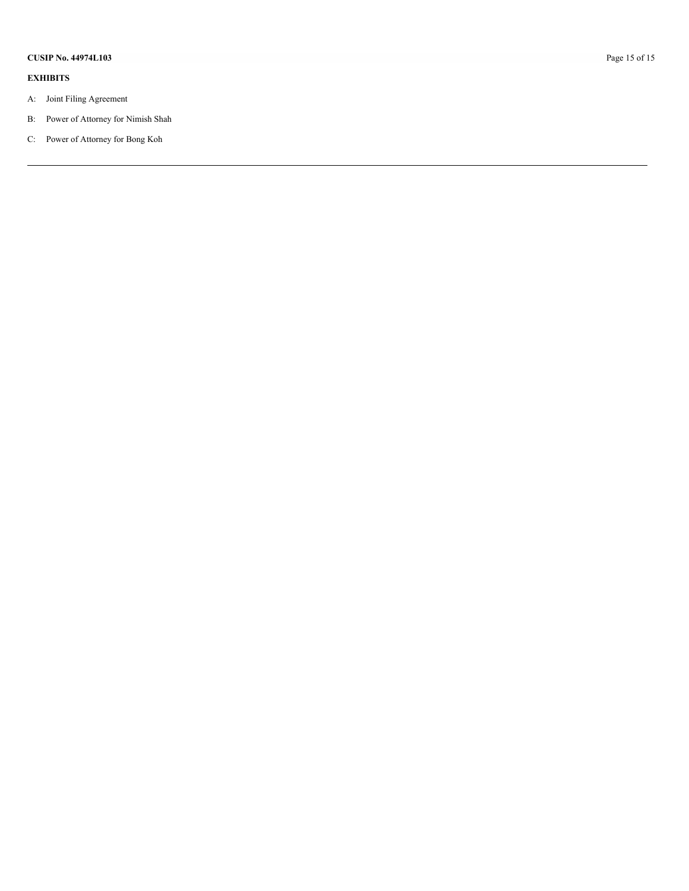**EXHIBITS**

A: Joint Filing Agreement

B: Power of Attorney for Nimish Shah

C: Power of Attorney for Bong Koh

---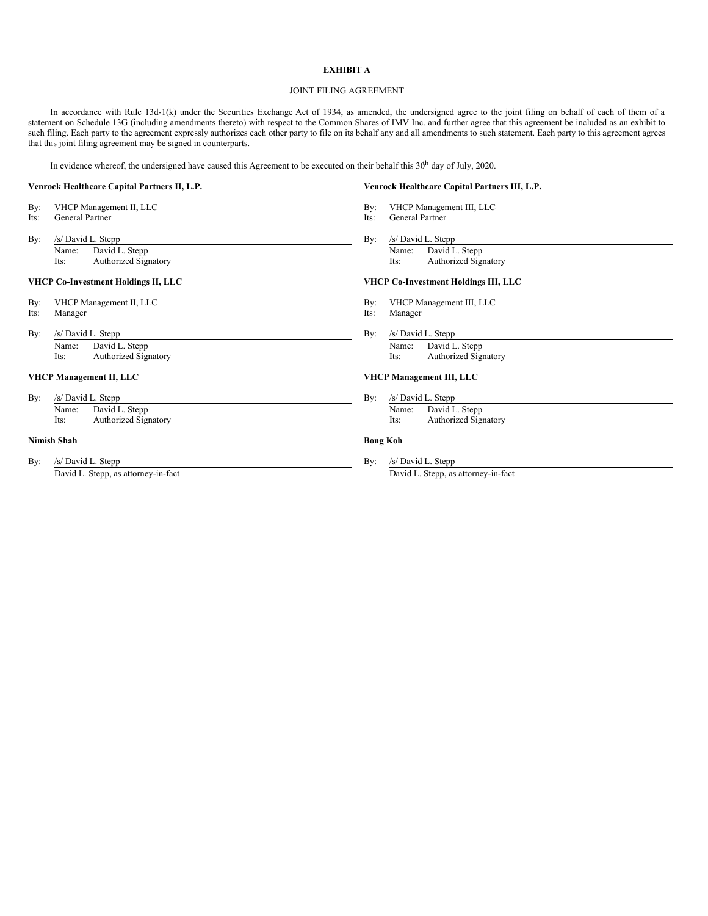**EXHIBIT A**

JOINT FILING AGREEMENT

In accordance with Rule 13d-1(k) under the Securities Exchange Act of 1934, as amended, the undersigned agree to the joint filing on behalf of each of them of a statement on Schedule 13G (including amendments thereto) with respect to the Common Shares of IMV Inc. and further agree that this agreement be included as an exhibit to such filing. Each party to the agreement expressly authorizes each other party to file on its behalf any and all amendments to such statement. Each party to this agreement agrees that this joint filing agreement may be signed in counterparts.

In evidence whereof, the undersigned have caused this Agreement to be executed on their behalf this 30th day of July, 2020.

**Venrock Healthcare Capital Partners II, L.P.**

By: VHCP Management II, LLC
Its: General Partner

By: /s/ David L. Stepp
Name: David L. Stepp
Its: Authorized Signatory

**VHCP Co-Investment Holdings II, LLC**

By: VHCP Management II, LLC
Its: Manager

By: /s/ David L. Stepp
Name: David L. Stepp
Its: Authorized Signatory

**VHCP Management II, LLC**

By: /s/ David L. Stepp
Name: David L. Stepp
Its: Authorized Signatory

**Nimish Shah**

By: /s/ David L. Stepp
David L. Stepp, as attorney-in-fact

**Venrock Healthcare Capital Partners III, L.P.**

By: VHCP Management III, LLC
Its: General Partner

By: /s/ David L. Stepp
Name: David L. Stepp
Its: Authorized Signatory

**VHCP Co-Investment Holdings III, LLC**

By: VHCP Management III, LLC
Its: Manager

By: /s/ David L. Stepp
Name: David L. Stepp
Its: Authorized Signatory

**VHCP Management III, LLC**

By: /s/ David L. Stepp
Name: David L. Stepp
Its: Authorized Signatory

**Bong Koh**

By: /s/ David L. Stepp
David L. Stepp, as attorney-in-fact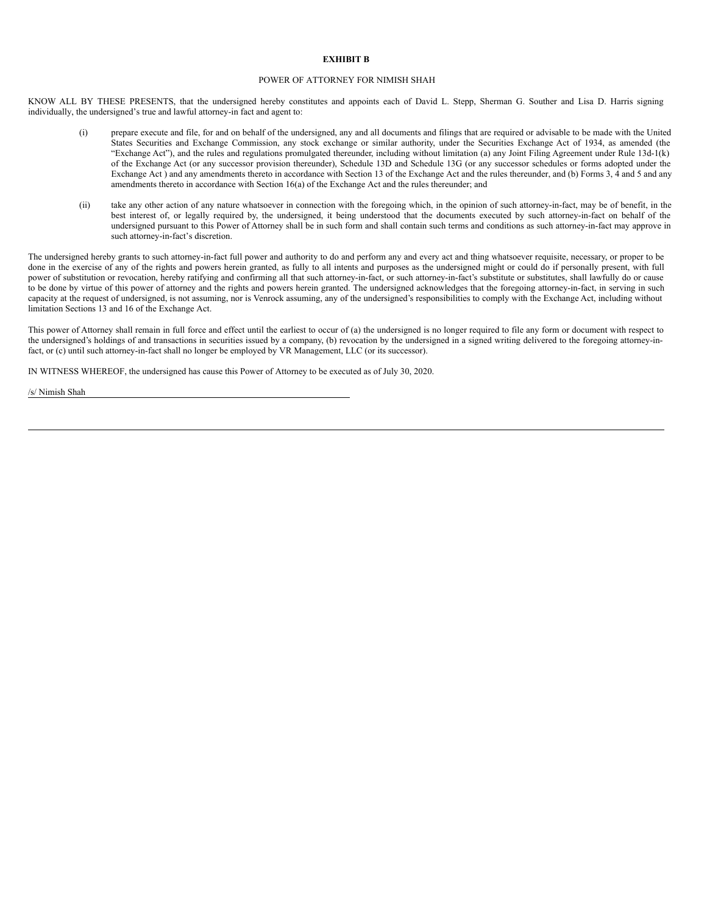**EXHIBIT B**

POWER OF ATTORNEY FOR NIMISH SHAH

KNOW ALL BY THESE PRESENTS, that the undersigned hereby constitutes and appoints each of David L. Stepp, Sherman G. Souther and Lisa D. Harris signing individually, the undersigned's true and lawful attorney-in fact and agent to:

(i) prepare execute and file, for and on behalf of the undersigned, any and all documents and filings that are required or advisable to be made with the United States Securities and Exchange Commission, any stock exchange or similar authority, under the Securities Exchange Act of 1934, as amended (the "Exchange Act"), and the rules and regulations promulgated thereunder, including without limitation (a) any Joint Filing Agreement under Rule 13d-1(k) of the Exchange Act (or any successor provision thereunder), Schedule 13D and Schedule 13G (or any successor schedules or forms adopted under the Exchange Act ) and any amendments thereto in accordance with Section 13 of the Exchange Act and the rules thereunder, and (b) Forms 3, 4 and 5 and any amendments thereto in accordance with Section 16(a) of the Exchange Act and the rules thereunder; and

(ii) take any other action of any nature whatsoever in connection with the foregoing which, in the opinion of such attorney-in-fact, may be of benefit, in the best interest of, or legally required by, the undersigned, it being understood that the documents executed by such attorney-in-fact on behalf of the undersigned pursuant to this Power of Attorney shall be in such form and shall contain such terms and conditions as such attorney-in-fact may approve in such attorney-in-fact's discretion.

The undersigned hereby grants to such attorney-in-fact full power and authority to do and perform any and every act and thing whatsoever requisite, necessary, or proper to be done in the exercise of any of the rights and powers herein granted, as fully to all intents and purposes as the undersigned might or could do if personally present, with full power of substitution or revocation, hereby ratifying and confirming all that such attorney-in-fact, or such attorney-in-fact's substitute or substitutes, shall lawfully do or cause to be done by virtue of this power of attorney and the rights and powers herein granted. The undersigned acknowledges that the foregoing attorney-in-fact, in serving in such capacity at the request of undersigned, is not assuming, nor is Venrock assuming, any of the undersigned's responsibilities to comply with the Exchange Act, including without limitation Sections 13 and 16 of the Exchange Act.

This power of Attorney shall remain in full force and effect until the earliest to occur of (a) the undersigned is no longer required to file any form or document with respect to the undersigned's holdings of and transactions in securities issued by a company, (b) revocation by the undersigned in a signed writing delivered to the foregoing attorney-in-fact, or (c) until such attorney-in-fact shall no longer be employed by VR Management, LLC (or its successor).

IN WITNESS WHEREOF, the undersigned has cause this Power of Attorney to be executed as of July 30, 2020.

/s/ Nimish Shah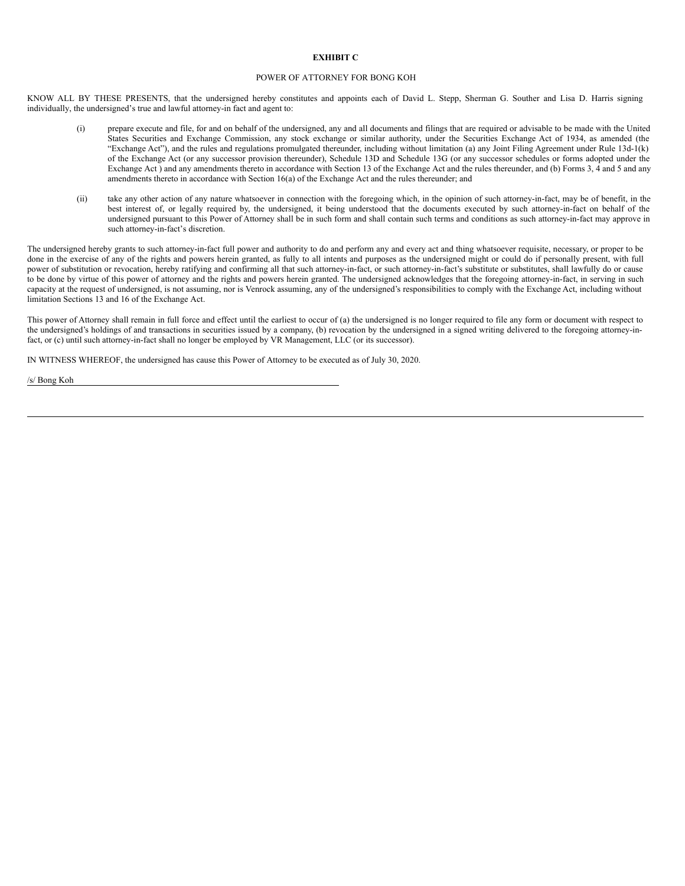**EXHIBIT C**

POWER OF ATTORNEY FOR BONG KOH

KNOW ALL BY THESE PRESENTS, that the undersigned hereby constitutes and appoints each of David L. Stepp, Sherman G. Souther and Lisa D. Harris signing individually, the undersigned's true and lawful attorney-in fact and agent to:

(i) prepare execute and file, for and on behalf of the undersigned, any and all documents and filings that are required or advisable to be made with the United States Securities and Exchange Commission, any stock exchange or similar authority, under the Securities Exchange Act of 1934, as amended (the "Exchange Act"), and the rules and regulations promulgated thereunder, including without limitation (a) any Joint Filing Agreement under Rule 13d-1(k) of the Exchange Act (or any successor provision thereunder), Schedule 13D and Schedule 13G (or any successor schedules or forms adopted under the Exchange Act ) and any amendments thereto in accordance with Section 13 of the Exchange Act and the rules thereunder, and (b) Forms 3, 4 and 5 and any amendments thereto in accordance with Section 16(a) of the Exchange Act and the rules thereunder; and

(ii) take any other action of any nature whatsoever in connection with the foregoing which, in the opinion of such attorney-in-fact, may be of benefit, in the best interest of, or legally required by, the undersigned, it being understood that the documents executed by such attorney-in-fact on behalf of the undersigned pursuant to this Power of Attorney shall be in such form and shall contain such terms and conditions as such attorney-in-fact may approve in such attorney-in-fact's discretion.

The undersigned hereby grants to such attorney-in-fact full power and authority to do and perform any and every act and thing whatsoever requisite, necessary, or proper to be done in the exercise of any of the rights and powers herein granted, as fully to all intents and purposes as the undersigned might or could do if personally present, with full power of substitution or revocation, hereby ratifying and confirming all that such attorney-in-fact, or such attorney-in-fact's substitute or substitutes, shall lawfully do or cause to be done by virtue of this power of attorney and the rights and powers herein granted. The undersigned acknowledges that the foregoing attorney-in-fact, in serving in such capacity at the request of undersigned, is not assuming, nor is Venrock assuming, any of the undersigned's responsibilities to comply with the Exchange Act, including without limitation Sections 13 and 16 of the Exchange Act.

This power of Attorney shall remain in full force and effect until the earliest to occur of (a) the undersigned is no longer required to file any form or document with respect to the undersigned's holdings of and transactions in securities issued by a company, (b) revocation by the undersigned in a signed writing delivered to the foregoing attorney-in-fact, or (c) until such attorney-in-fact shall no longer be employed by VR Management, LLC (or its successor).

IN WITNESS WHEREOF, the undersigned has cause this Power of Attorney to be executed as of July 30, 2020.

/s/ Bong Koh